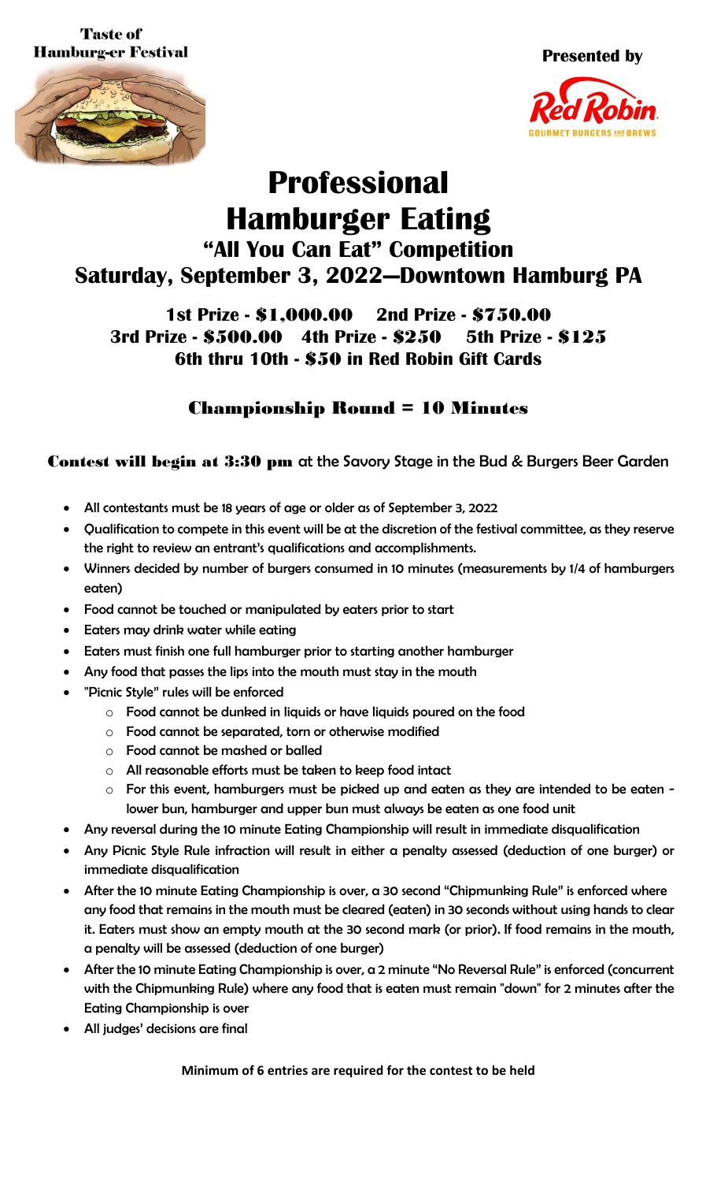**Taste of Hamburg-er Festival**

**Presented by**

Red Robin GOURMET BURGERS AND BREWS

# Professional Hamburger Eating

## "All You Can Eat" Competition

## Saturday, September 3, 2022—Downtown Hamburg PA

**1st Prize - $1,000.00 2nd Prize - $750.00**
**3rd Prize - $500.00 4th Prize - $250 5th Prize - $125**
**6th thru 10th - $50 in Red Robin Gift Cards**

### Championship Round = 10 Minutes

**Contest will begin at 3:30 pm** at the Savory Stage in the Bud & Burgers Beer Garden

- All contestants must be 18 years of age or older as of September 3, 2022
- Qualification to compete in this event will be at the discretion of the festival committee, as they reserve the right to review an entrant's qualifications and accomplishments.
- Winners decided by number of burgers consumed in 10 minutes (measurements by 1/4 of hamburgers eaten)
- Food cannot be touched or manipulated by eaters prior to start
- Eaters may drink water while eating
- Eaters must finish one full hamburger prior to starting another hamburger
- Any food that passes the lips into the mouth must stay in the mouth
- "Picnic Style" rules will be enforced
  - Food cannot be dunked in liquids or have liquids poured on the food
  - Food cannot be separated, torn or otherwise modified
  - Food cannot be mashed or balled
  - All reasonable efforts must be taken to keep food intact
  - For this event, hamburgers must be picked up and eaten as they are intended to be eaten - lower bun, hamburger and upper bun must always be eaten as one food unit
- Any reversal during the 10 minute Eating Championship will result in immediate disqualification
- Any Picnic Style Rule infraction will result in either a penalty assessed (deduction of one burger) or immediate disqualification
- After the 10 minute Eating Championship is over, a 30 second "Chipmunking Rule" is enforced where any food that remains in the mouth must be cleared (eaten) in 30 seconds without using hands to clear it. Eaters must show an empty mouth at the 30 second mark (or prior). If food remains in the mouth, a penalty will be assessed (deduction of one burger)
- After the 10 minute Eating Championship is over, a 2 minute "No Reversal Rule" is enforced (concurrent with the Chipmunking Rule) where any food that is eaten must remain "down" for 2 minutes after the Eating Championship is over
- All judges' decisions are final

**Minimum of 6 entries are required for the contest to be held**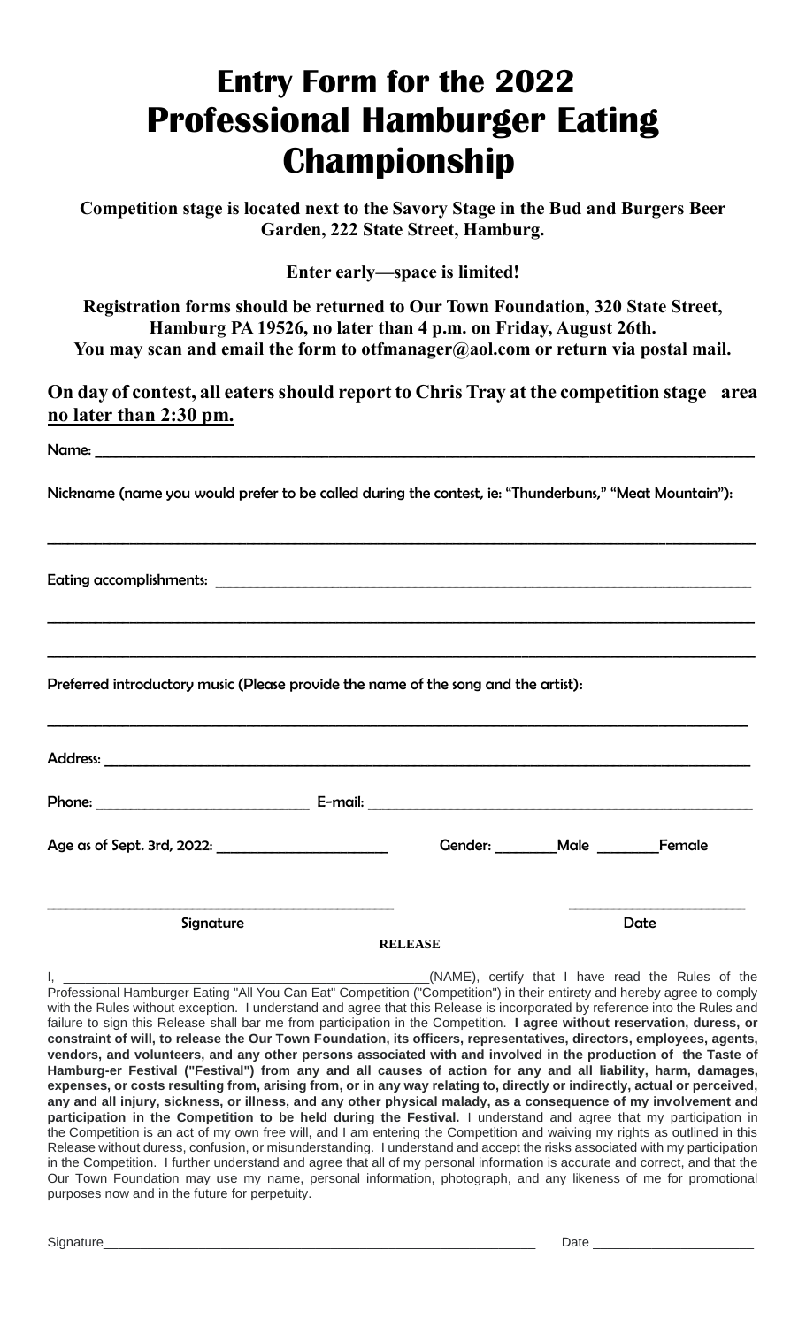# Entry Form for the 2022 Professional Hamburger Eating Championship

**Competition stage is located next to the Savory Stage in the Bud and Burgers Beer Garden, 222 State Street, Hamburg.**

**Enter early—space is limited!**

**Registration forms should be returned to Our Town Foundation, 320 State Street, Hamburg PA 19526, no later than 4 p.m. on Friday, August 26th.**
**You may scan and email the form to otfmanager@aol.com or return via postal mail.**

**On day of contest, all eaters should report to Chris Tray at the competition stage area no later than 2:30 pm.**

Name: ______________________________________________________________

Nickname (name you would prefer to be called during the contest, ie: "Thunderbuns," "Meat Mountain"):

______________________________________________________________

Eating accomplishments: ______________________________________________________________

______________________________________________________________

______________________________________________________________

Preferred introductory music (Please provide the name of the song and the artist):

______________________________________________________________

Address: ______________________________________________________________

Phone: ____________________ E-mail: ______________________________________

Age as of Sept. 3rd, 2022: ________________ Gender: ______Male ______Female

______________________________ ________________

Signature Date

**RELEASE**

I, ________________________________________(NAME), certify that I have read the Rules of the Professional Hamburger Eating "All You Can Eat" Competition ("Competition") in their entirety and hereby agree to comply with the Rules without exception. I understand and agree that this Release is incorporated by reference into the Rules and failure to sign this Release shall bar me from participation in the Competition. **I agree without reservation, duress, or constraint of will, to release the Our Town Foundation, its officers, representatives, directors, employees, agents, vendors, and volunteers, and any other persons associated with and involved in the production of the Taste of Hamburg-er Festival ("Festival") from any and all causes of action for any and all liability, harm, damages, expenses, or costs resulting from, arising from, or in any way relating to, directly or indirectly, actual or perceived, any and all injury, sickness, or illness, and any other physical malady, as a consequence of my involvement and participation in the Competition to be held during the Festival.** I understand and agree that my participation in the Competition is an act of my own free will, and I am entering the Competition and waiving my rights as outlined in this Release without duress, confusion, or misunderstanding. I understand and accept the risks associated with my participation in the Competition. I further understand and agree that all of my personal information is accurate and correct, and that the Our Town Foundation may use my name, personal information, photograph, and any likeness of me for promotional purposes now and in the future for perpetuity.

Signature________________________________________ Date ________________